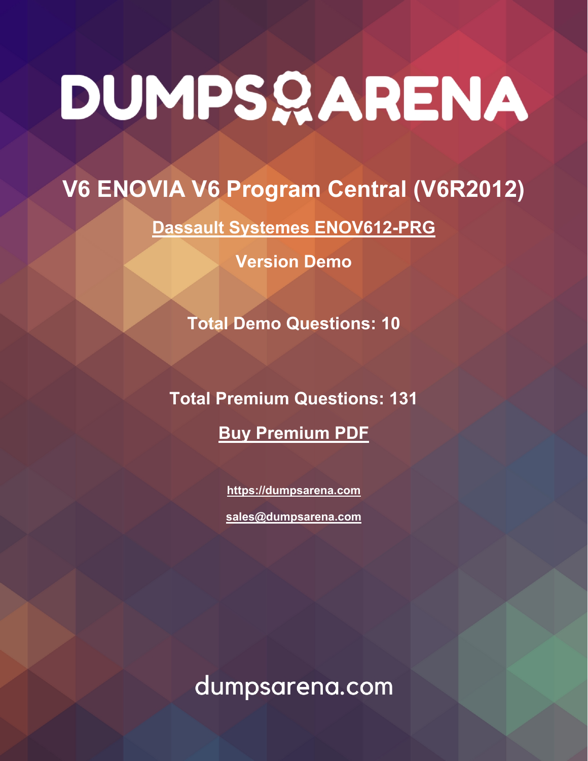# DUMPS ARENA

## V6 ENOVIA V6 Program Central (V6R2012)

**Dassault Systemes ENOV612-PRG**

**Version Demo**

**Total Demo Questions: 10**

**Total Premium Questions: 131**

**Buy Premium PDF**

**https://dumpsarena.com**

**sales@dumpsarena.com**

dumpsarena.com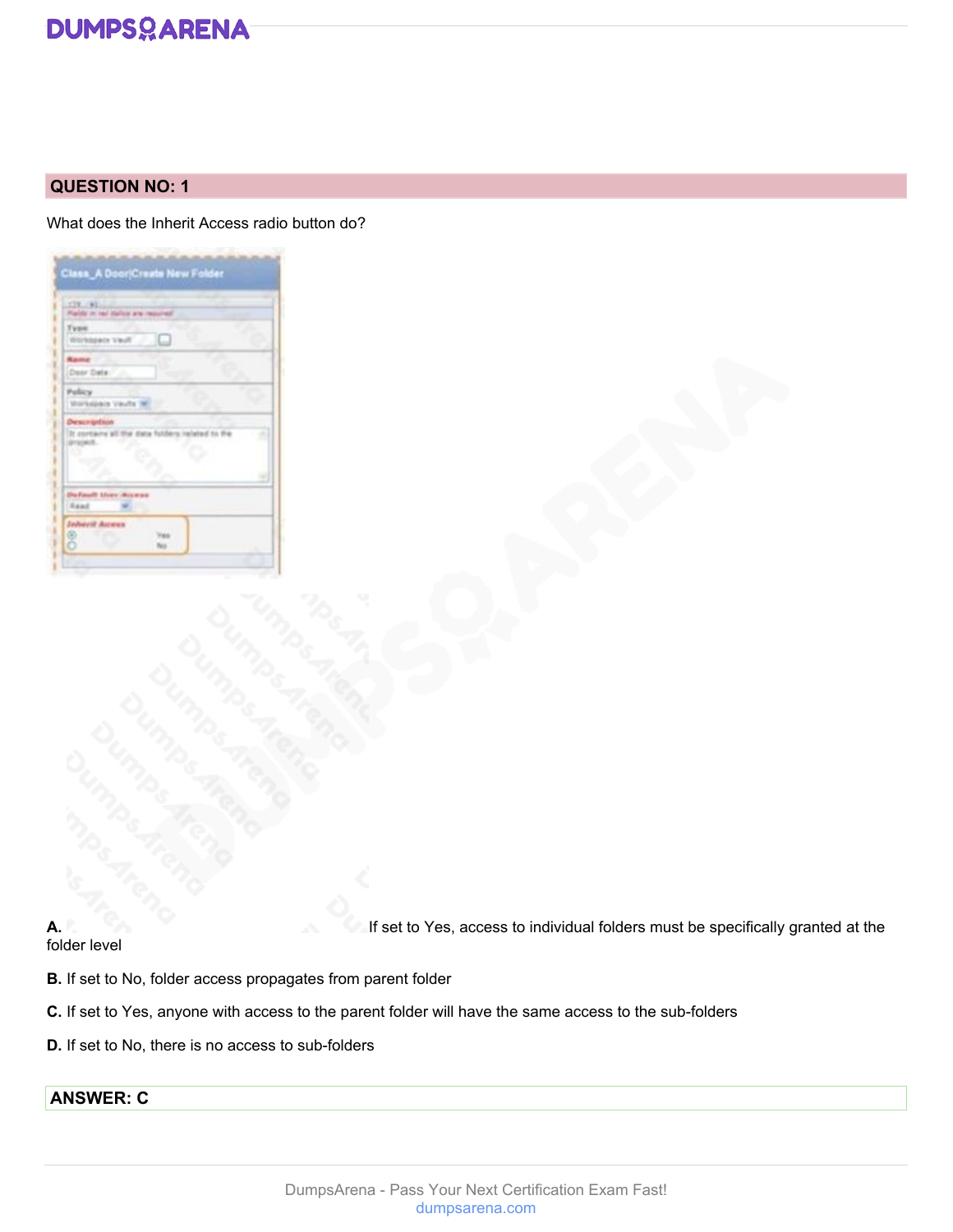## QUESTION NO: 1

What does the Inherit Access radio button do?

**A.** If set to Yes, access to individual folders must be specifically granted at the folder level

**B.** If set to No, folder access propagates from parent folder

**C.** If set to Yes, anyone with access to the parent folder will have the same access to the sub-folders

**D.** If set to No, there is no access to sub-folders

**ANSWER: C**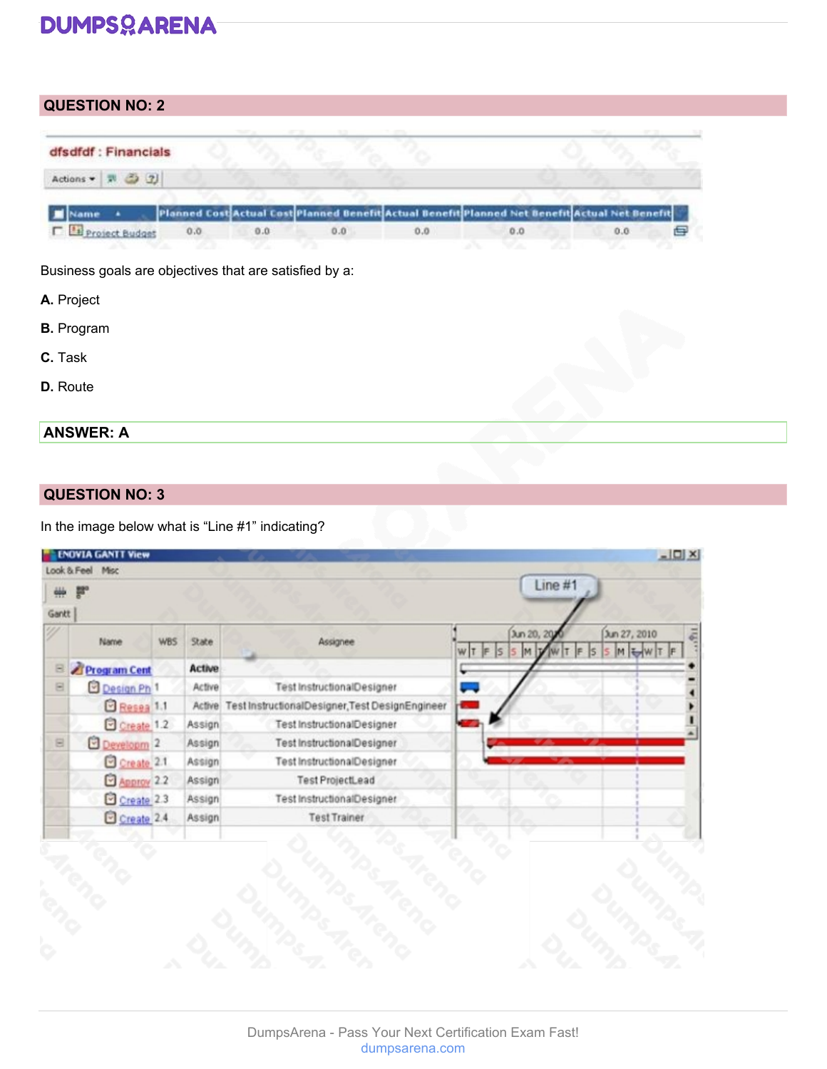## QUESTION NO: 2

Business goals are objectives that are satisfied by a:

**A.** Project

**B.** Program

**C.** Task

**D.** Route

**ANSWER: A**

## QUESTION NO: 3

In the image below what is “Line #1” indicating?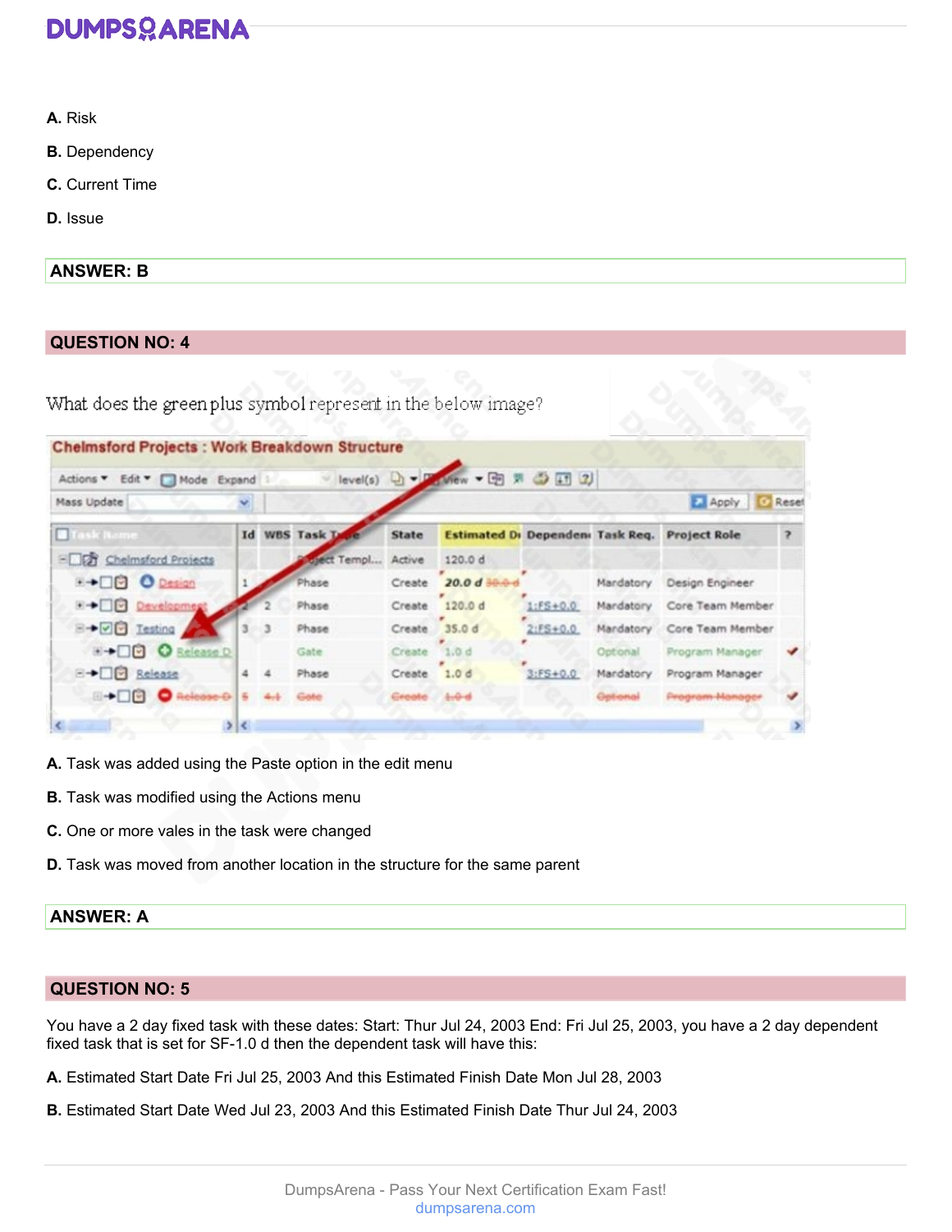**A.** Risk

**B.** Dependency

**C.** Current Time

**D.** Issue

**ANSWER: B**

## QUESTION NO: 4

What does the green plus symbol represent in the below image?

**A.** Task was added using the Paste option in the edit menu

**B.** Task was modified using the Actions menu

**C.** One or more vales in the task were changed

**D.** Task was moved from another location in the structure for the same parent

**ANSWER: A**

## QUESTION NO: 5

You have a 2 day fixed task with these dates: Start: Thur Jul 24, 2003 End: Fri Jul 25, 2003, you have a 2 day dependent fixed task that is set for SF-1.0 d then the dependent task will have this:

**A.** Estimated Start Date Fri Jul 25, 2003 And this Estimated Finish Date Mon Jul 28, 2003

**B.** Estimated Start Date Wed Jul 23, 2003 And this Estimated Finish Date Thur Jul 24, 2003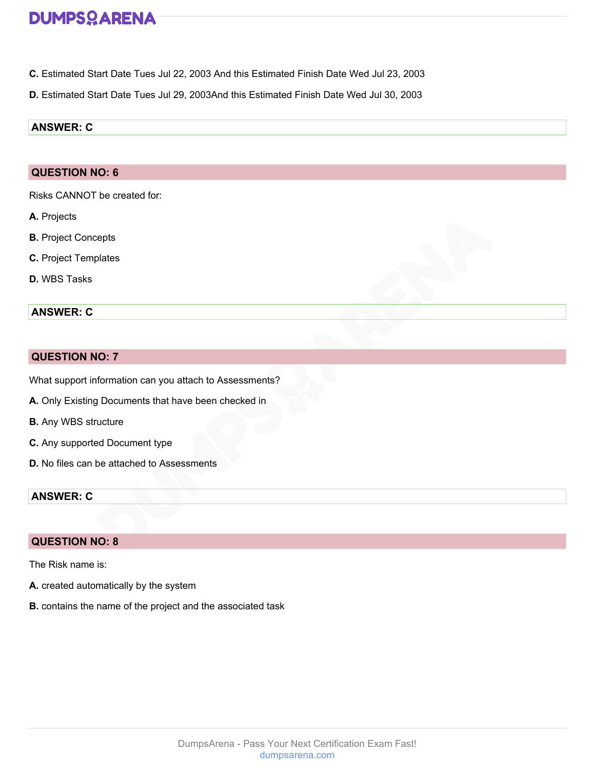**C.** Estimated Start Date Tues Jul 22, 2003 And this Estimated Finish Date Wed Jul 23, 2003

**D.** Estimated Start Date Tues Jul 29, 2003And this Estimated Finish Date Wed Jul 30, 2003

**ANSWER: C**

## QUESTION NO: 6

Risks CANNOT be created for:

**A.** Projects

**B.** Project Concepts

**C.** Project Templates

**D.** WBS Tasks

**ANSWER: C**

## QUESTION NO: 7

What support information can you attach to Assessments?

**A.** Only Existing Documents that have been checked in

**B.** Any WBS structure

**C.** Any supported Document type

**D.** No files can be attached to Assessments

**ANSWER: C**

## QUESTION NO: 8

The Risk name is:

**A.** created automatically by the system

**B.** contains the name of the project and the associated task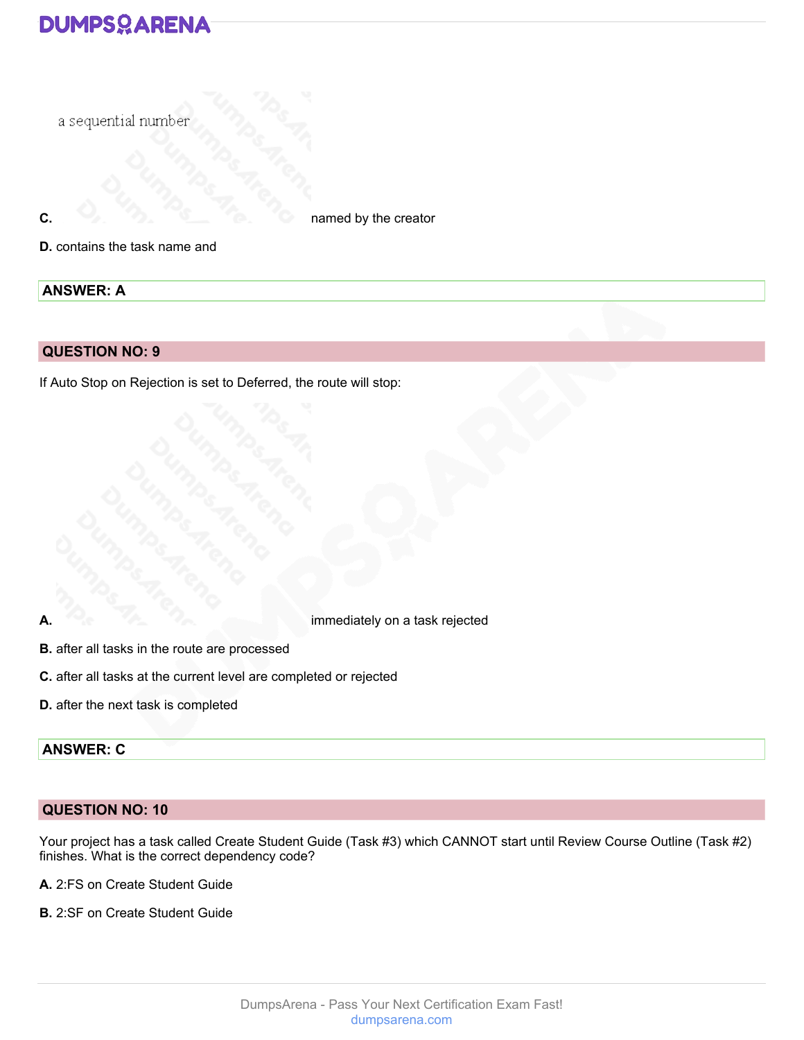a sequential number

**C.** named by the creator

**D.** contains the task name and

**ANSWER: A**

**QUESTION NO: 9**

If Auto Stop on Rejection is set to Deferred, the route will stop:

**A.** immediately on a task rejected

**B.** after all tasks in the route are processed

**C.** after all tasks at the current level are completed or rejected

**D.** after the next task is completed

**ANSWER: C**

**QUESTION NO: 10**

Your project has a task called Create Student Guide (Task #3) which CANNOT start until Review Course Outline (Task #2) finishes. What is the correct dependency code?

**A.** 2:FS on Create Student Guide

**B.** 2:SF on Create Student Guide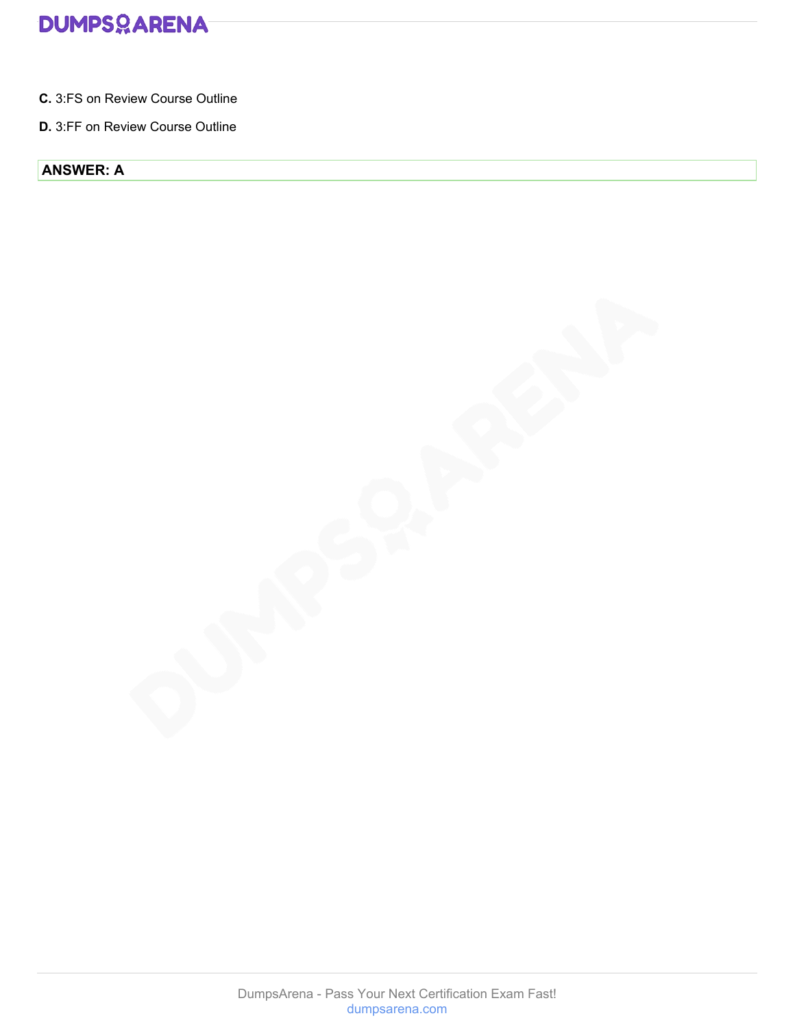**C.** 3:FS on Review Course Outline

**D.** 3:FF on Review Course Outline

**ANSWER: A**